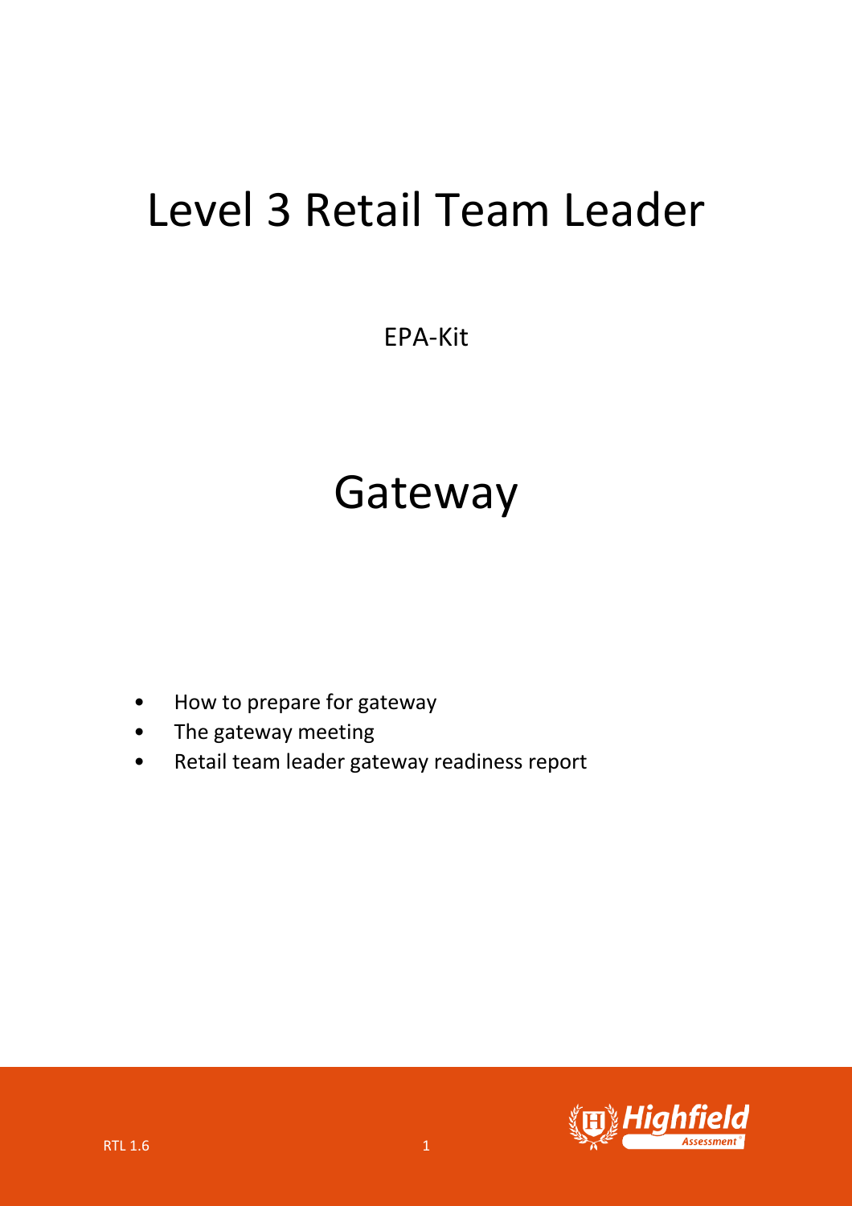# Level 3 Retail Team Leader

EPA-Kit

# Gateway

- How to prepare for gateway
- The gateway meeting
- Retail team leader gateway readiness report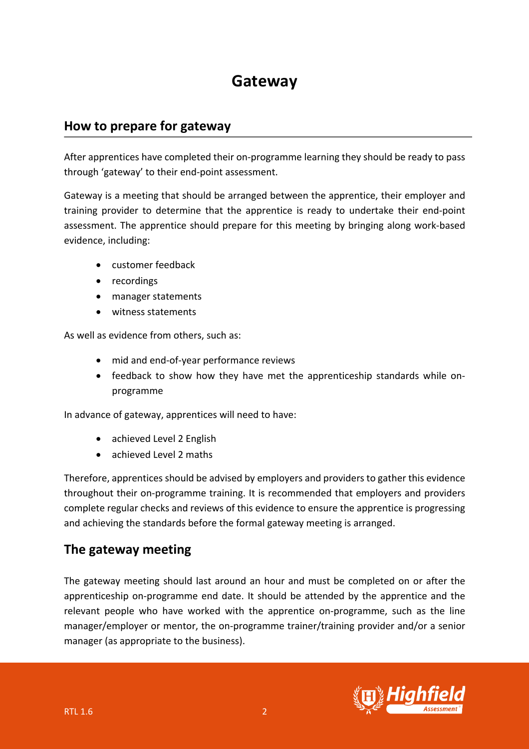# Gateway

## How to prepare for gateway

After apprentices have completed their on-programme learning they should be ready to pass through 'gateway' to their end-point assessment.

Gateway is a meeting that should be arranged between the apprentice, their employer and training provider to determine that the apprentice is ready to undertake their end-point assessment. The apprentice should prepare for this meeting by bringing along work-based evidence, including:

- customer feedback
- recordings
- manager statements
- witness statements

As well as evidence from others, such as:

- mid and end-of-year performance reviews
- feedback to show how they have met the apprenticeship standards while on-programme

In advance of gateway, apprentices will need to have:

- achieved Level 2 English
- achieved Level 2 maths

Therefore, apprentices should be advised by employers and providers to gather this evidence throughout their on-programme training. It is recommended that employers and providers complete regular checks and reviews of this evidence to ensure the apprentice is progressing and achieving the standards before the formal gateway meeting is arranged.

## The gateway meeting

The gateway meeting should last around an hour and must be completed on or after the apprenticeship on-programme end date. It should be attended by the apprentice and the relevant people who have worked with the apprentice on-programme, such as the line manager/employer or mentor, the on-programme trainer/training provider and/or a senior manager (as appropriate to the business).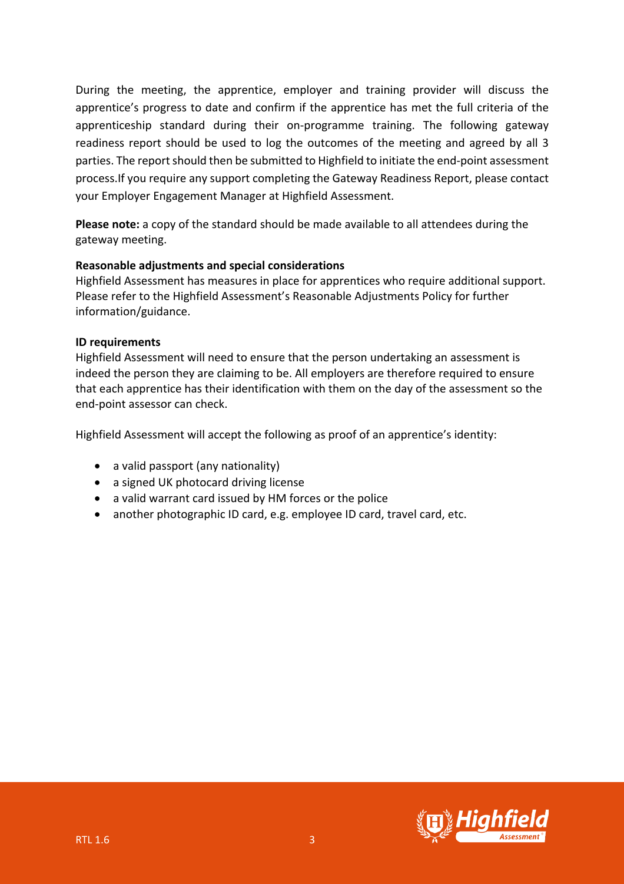During the meeting, the apprentice, employer and training provider will discuss the apprentice's progress to date and confirm if the apprentice has met the full criteria of the apprenticeship standard during their on-programme training. The following gateway readiness report should be used to log the outcomes of the meeting and agreed by all 3 parties. The report should then be submitted to Highfield to initiate the end-point assessment process.If you require any support completing the Gateway Readiness Report, please contact your Employer Engagement Manager at Highfield Assessment.

**Please note:** a copy of the standard should be made available to all attendees during the gateway meeting.

**Reasonable adjustments and special considerations**
Highfield Assessment has measures in place for apprentices who require additional support. Please refer to the Highfield Assessment's Reasonable Adjustments Policy for further information/guidance.

**ID requirements**
Highfield Assessment will need to ensure that the person undertaking an assessment is indeed the person they are claiming to be. All employers are therefore required to ensure that each apprentice has their identification with them on the day of the assessment so the end-point assessor can check.

Highfield Assessment will accept the following as proof of an apprentice's identity:

- a valid passport (any nationality)
- a signed UK photocard driving license
- a valid warrant card issued by HM forces or the police
- another photographic ID card, e.g. employee ID card, travel card, etc.